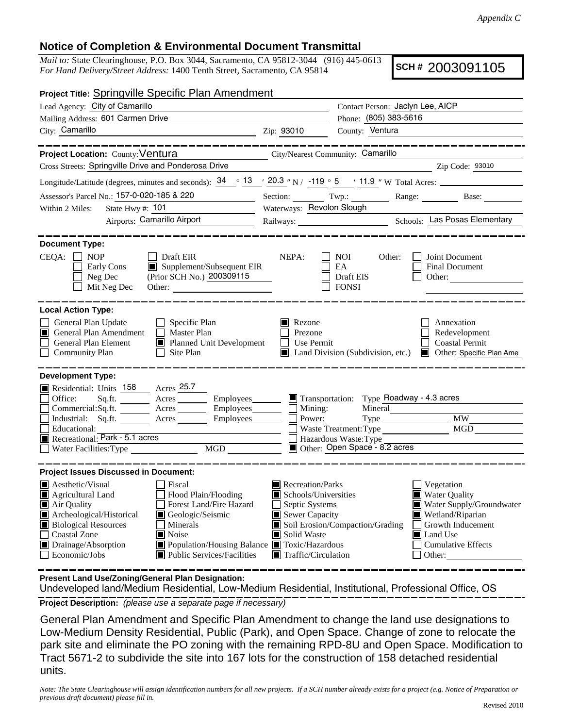*Appendix C*

## Notice of Completion & Environmental Document Transmittal

*Mail to:* State Clearinghouse, P.O. Box 3044, Sacramento, CA 95812-3044 (916) 445-0613
*For Hand Delivery/Street Address:* 1400 Tenth Street, Sacramento, CA 95814

**SCH #** 2003091105

**Project Title:** Springville Specific Plan Amendment

Lead Agency: City of Camarillo
Contact Person: Jaclyn Lee, AICP
Mailing Address: 601 Carmen Drive
Phone: (805) 383-5616
City: Camarillo Zip: 93010
County: Ventura

**Project Location:** County: Ventura
City/Nearest Community: Camarillo
Cross Streets: Springville Drive and Ponderosa Drive
Zip Code: 93010

Longitude/Latitude (degrees, minutes and seconds): 34 ° 13 ′ 20.3 ″ N / -119 ° 5 ′ 11.9 ″ W Total Acres:

Assessor's Parcel No.: 157-0-020-185 & 220
Section: Twp.: Range: Base:

Within 2 Miles: State Hwy #: 101
Waterways: Revolon Slough
Airports: Camarillo Airport
Railways:
Schools: Las Posas Elementary

**Document Type:**

CEQA:
- [ ] NOP
- [ ] Early Cons
- [ ] Neg Dec
- [ ] Mit Neg Dec
- [ ] Draft EIR
- [x] Supplement/Subsequent EIR (Prior SCH No.) 200309115
- Other:

NEPA:
- [ ] NOI
- [ ] EA
- [ ] Draft EIS
- [ ] FONSI

Other:
- [ ] Joint Document
- [ ] Final Document
- [ ] Other:

**Local Action Type:**

- [ ] General Plan Update
- [x] General Plan Amendment
- [ ] General Plan Element
- [ ] Community Plan
- [ ] Specific Plan
- [ ] Master Plan
- [x] Planned Unit Development
- [ ] Site Plan
- [x] Rezone
- [ ] Prezone
- [ ] Use Permit
- [x] Land Division (Subdivision, etc.)
- [ ] Annexation
- [ ] Redevelopment
- [ ] Coastal Permit
- [x] Other: Specific Plan Ame

**Development Type:**

- [x] Residential: Units 158 Acres 25.7
- [ ] Office: Sq.ft. Acres Employees
- [ ] Commercial: Sq.ft. Acres Employees
- [ ] Industrial: Sq.ft. Acres Employees
- [ ] Educational:
- [x] Recreational: Park - 5.1 acres
- [ ] Water Facilities: Type MGD
- [x] Transportation: Type Roadway - 4.3 acres
- [ ] Mining: Mineral
- [ ] Power: Type MW
- [ ] Waste Treatment: Type MGD
- [ ] Hazardous Waste: Type
- [x] Other: Open Space - 8.2 acres

**Project Issues Discussed in Document:**

- [x] Aesthetic/Visual
- [x] Agricultural Land
- [x] Air Quality
- [x] Archeological/Historical
- [x] Biological Resources
- [ ] Coastal Zone
- [x] Drainage/Absorption
- [ ] Economic/Jobs
- [ ] Fiscal
- [ ] Flood Plain/Flooding
- [ ] Forest Land/Fire Hazard
- [x] Geologic/Seismic
- [ ] Minerals
- [x] Noise
- [x] Population/Housing Balance
- [x] Public Services/Facilities
- [x] Recreation/Parks
- [x] Schools/Universities
- [ ] Septic Systems
- [x] Sewer Capacity
- [x] Soil Erosion/Compaction/Grading
- [x] Solid Waste
- [x] Toxic/Hazardous
- [x] Traffic/Circulation
- [ ] Vegetation
- [x] Water Quality
- [x] Water Supply/Groundwater
- [x] Wetland/Riparian
- [ ] Growth Inducement
- [x] Land Use
- [ ] Cumulative Effects
- [ ] Other:

**Present Land Use/Zoning/General Plan Designation:**
Undeveloped land/Medium Residential, Low-Medium Residential, Institutional, Professional Office, OS

**Project Description:** *(please use a separate page if necessary)*

General Plan Amendment and Specific Plan Amendment to change the land use designations to Low-Medium Density Residential, Public (Park), and Open Space. Change of zone to relocate the park site and eliminate the PO zoning with the remaining RPD-8U and Open Space. Modification to Tract 5671-2 to subdivide the site into 167 lots for the construction of 158 detached residential units.

*Note: The State Clearinghouse will assign identification numbers for all new projects. If a SCH number already exists for a project (e.g. Notice of Preparation or previous draft document) please fill in.*

Revised 2010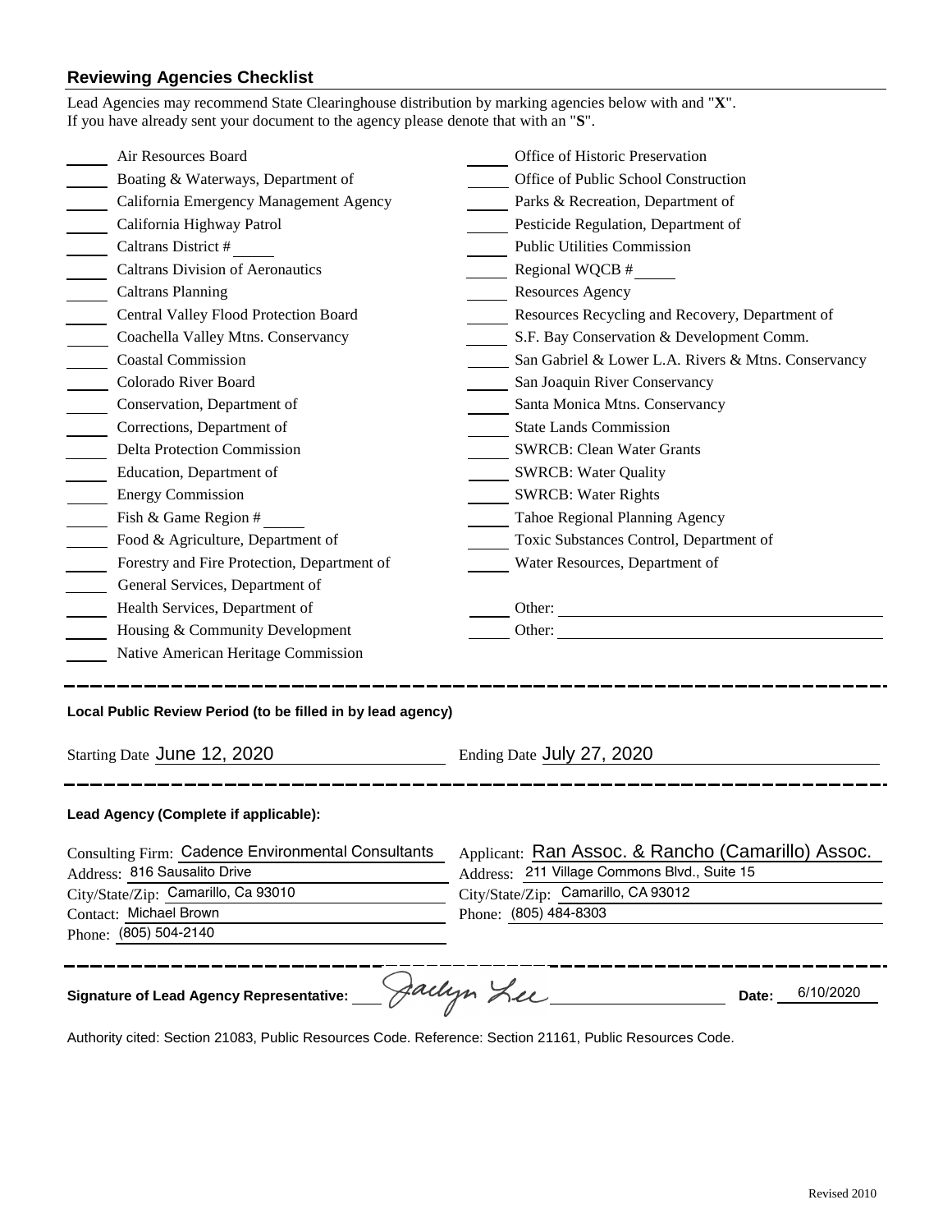## Reviewing Agencies Checklist

Lead Agencies may recommend State Clearinghouse distribution by marking agencies below with and "**X**".
If you have already sent your document to the agency please denote that with an "**S**".

- ____ Air Resources Board
- ____ Boating & Waterways, Department of
- ____ California Emergency Management Agency
- ____ California Highway Patrol
- ____ Caltrans District # ____
- ____ Caltrans Division of Aeronautics
- ____ Caltrans Planning
- ____ Central Valley Flood Protection Board
- ____ Coachella Valley Mtns. Conservancy
- ____ Coastal Commission
- ____ Colorado River Board
- ____ Conservation, Department of
- ____ Corrections, Department of
- ____ Delta Protection Commission
- ____ Education, Department of
- ____ Energy Commission
- ____ Fish & Game Region # ____
- ____ Food & Agriculture, Department of
- ____ Forestry and Fire Protection, Department of
- ____ General Services, Department of
- ____ Health Services, Department of
- ____ Housing & Community Development
- ____ Native American Heritage Commission
- ____ Office of Historic Preservation
- ____ Office of Public School Construction
- ____ Parks & Recreation, Department of
- ____ Pesticide Regulation, Department of
- ____ Public Utilities Commission
- ____ Regional WQCB # ____
- ____ Resources Agency
- ____ Resources Recycling and Recovery, Department of
- ____ S.F. Bay Conservation & Development Comm.
- ____ San Gabriel & Lower L.A. Rivers & Mtns. Conservancy
- ____ San Joaquin River Conservancy
- ____ Santa Monica Mtns. Conservancy
- ____ State Lands Commission
- ____ SWRCB: Clean Water Grants
- ____ SWRCB: Water Quality
- ____ SWRCB: Water Rights
- ____ Tahoe Regional Planning Agency
- ____ Toxic Substances Control, Department of
- ____ Water Resources, Department of
- ____ Other: ____________________
- ____ Other: ____________________

---

**Local Public Review Period (to be filled in by lead agency)**

Starting Date June 12, 2020 Ending Date July 27, 2020

---

**Lead Agency (Complete if applicable):**

Consulting Firm: Cadence Environmental Consultants
Address: 816 Sausalito Drive
City/State/Zip: Camarillo, Ca 93010
Contact: Michael Brown
Phone: (805) 504-2140

Applicant: Ran Assoc. & Rancho (Camarillo) Assoc.
Address: 211 Village Commons Blvd., Suite 15
City/State/Zip: Camarillo, CA 93012
Phone: (805) 484-8303

---

**Signature of Lead Agency Representative:** Jaclyn Lee **Date:** 6/10/2020

Authority cited: Section 21083, Public Resources Code. Reference: Section 21161, Public Resources Code.

Revised 2010